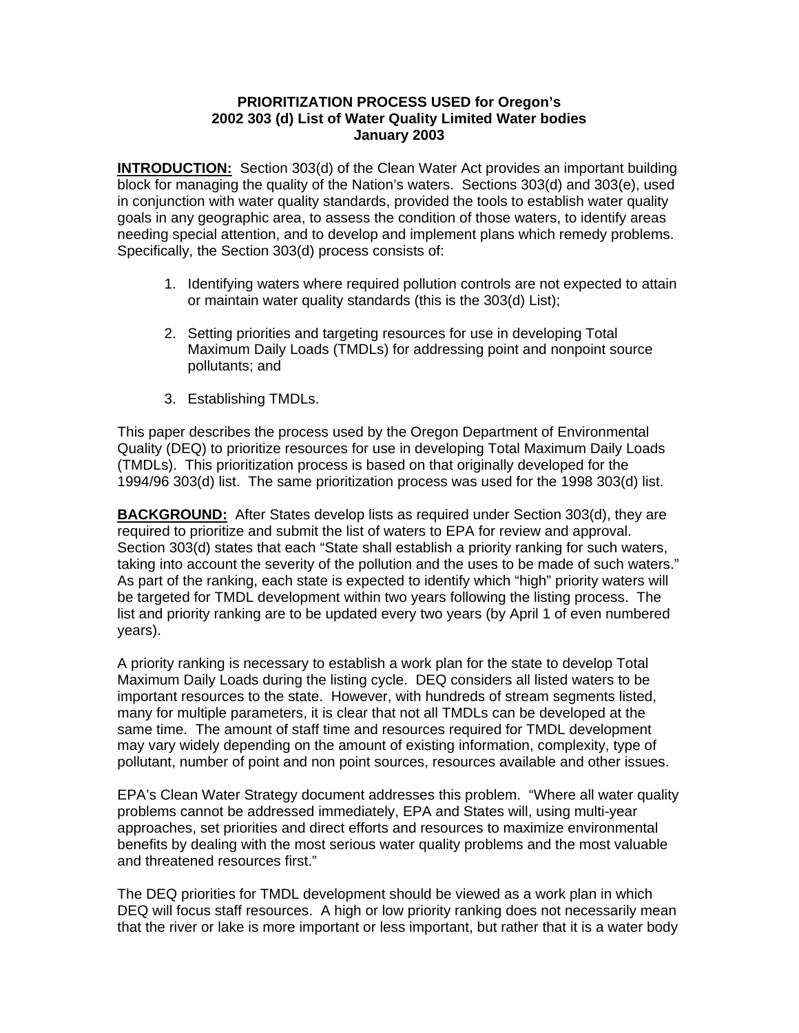**PRIORITIZATION PROCESS USED for Oregon's**
**2002 303 (d) List of Water Quality Limited Water bodies**
**January 2003**

**INTRODUCTION:** Section 303(d) of the Clean Water Act provides an important building block for managing the quality of the Nation's waters. Sections 303(d) and 303(e), used in conjunction with water quality standards, provided the tools to establish water quality goals in any geographic area, to assess the condition of those waters, to identify areas needing special attention, and to develop and implement plans which remedy problems. Specifically, the Section 303(d) process consists of:

1. Identifying waters where required pollution controls are not expected to attain or maintain water quality standards (this is the 303(d) List);

2. Setting priorities and targeting resources for use in developing Total Maximum Daily Loads (TMDLs) for addressing point and nonpoint source pollutants; and

3. Establishing TMDLs.

This paper describes the process used by the Oregon Department of Environmental Quality (DEQ) to prioritize resources for use in developing Total Maximum Daily Loads (TMDLs). This prioritization process is based on that originally developed for the 1994/96 303(d) list. The same prioritization process was used for the 1998 303(d) list.

**BACKGROUND:** After States develop lists as required under Section 303(d), they are required to prioritize and submit the list of waters to EPA for review and approval. Section 303(d) states that each "State shall establish a priority ranking for such waters, taking into account the severity of the pollution and the uses to be made of such waters." As part of the ranking, each state is expected to identify which "high" priority waters will be targeted for TMDL development within two years following the listing process. The list and priority ranking are to be updated every two years (by April 1 of even numbered years).

A priority ranking is necessary to establish a work plan for the state to develop Total Maximum Daily Loads during the listing cycle. DEQ considers all listed waters to be important resources to the state. However, with hundreds of stream segments listed, many for multiple parameters, it is clear that not all TMDLs can be developed at the same time. The amount of staff time and resources required for TMDL development may vary widely depending on the amount of existing information, complexity, type of pollutant, number of point and non point sources, resources available and other issues.

EPA's Clean Water Strategy document addresses this problem. "Where all water quality problems cannot be addressed immediately, EPA and States will, using multi-year approaches, set priorities and direct efforts and resources to maximize environmental benefits by dealing with the most serious water quality problems and the most valuable and threatened resources first."

The DEQ priorities for TMDL development should be viewed as a work plan in which DEQ will focus staff resources. A high or low priority ranking does not necessarily mean that the river or lake is more important or less important, but rather that it is a water body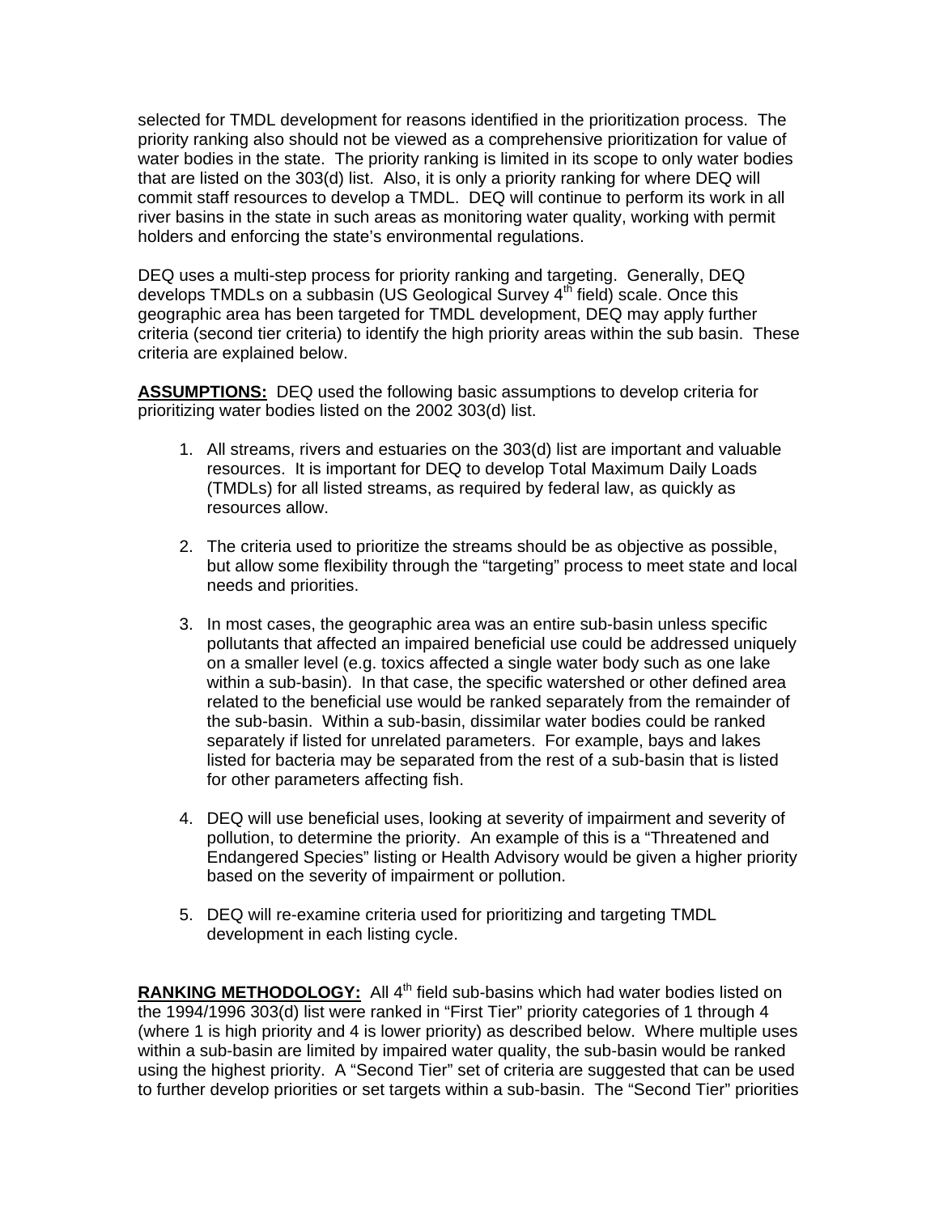selected for TMDL development for reasons identified in the prioritization process. The priority ranking also should not be viewed as a comprehensive prioritization for value of water bodies in the state. The priority ranking is limited in its scope to only water bodies that are listed on the 303(d) list. Also, it is only a priority ranking for where DEQ will commit staff resources to develop a TMDL. DEQ will continue to perform its work in all river basins in the state in such areas as monitoring water quality, working with permit holders and enforcing the state's environmental regulations.

DEQ uses a multi-step process for priority ranking and targeting. Generally, DEQ develops TMDLs on a subbasin (US Geological Survey 4$^{th}$ field) scale. Once this geographic area has been targeted for TMDL development, DEQ may apply further criteria (second tier criteria) to identify the high priority areas within the sub basin. These criteria are explained below.

**ASSUMPTIONS:** DEQ used the following basic assumptions to develop criteria for prioritizing water bodies listed on the 2002 303(d) list.

1. All streams, rivers and estuaries on the 303(d) list are important and valuable resources. It is important for DEQ to develop Total Maximum Daily Loads (TMDLs) for all listed streams, as required by federal law, as quickly as resources allow.

2. The criteria used to prioritize the streams should be as objective as possible, but allow some flexibility through the "targeting" process to meet state and local needs and priorities.

3. In most cases, the geographic area was an entire sub-basin unless specific pollutants that affected an impaired beneficial use could be addressed uniquely on a smaller level (e.g. toxics affected a single water body such as one lake within a sub-basin). In that case, the specific watershed or other defined area related to the beneficial use would be ranked separately from the remainder of the sub-basin. Within a sub-basin, dissimilar water bodies could be ranked separately if listed for unrelated parameters. For example, bays and lakes listed for bacteria may be separated from the rest of a sub-basin that is listed for other parameters affecting fish.

4. DEQ will use beneficial uses, looking at severity of impairment and severity of pollution, to determine the priority. An example of this is a "Threatened and Endangered Species" listing or Health Advisory would be given a higher priority based on the severity of impairment or pollution.

5. DEQ will re-examine criteria used for prioritizing and targeting TMDL development in each listing cycle.

**RANKING METHODOLOGY:** All 4$^{th}$ field sub-basins which had water bodies listed on the 1994/1996 303(d) list were ranked in "First Tier" priority categories of 1 through 4 (where 1 is high priority and 4 is lower priority) as described below. Where multiple uses within a sub-basin are limited by impaired water quality, the sub-basin would be ranked using the highest priority. A "Second Tier" set of criteria are suggested that can be used to further develop priorities or set targets within a sub-basin. The "Second Tier" priorities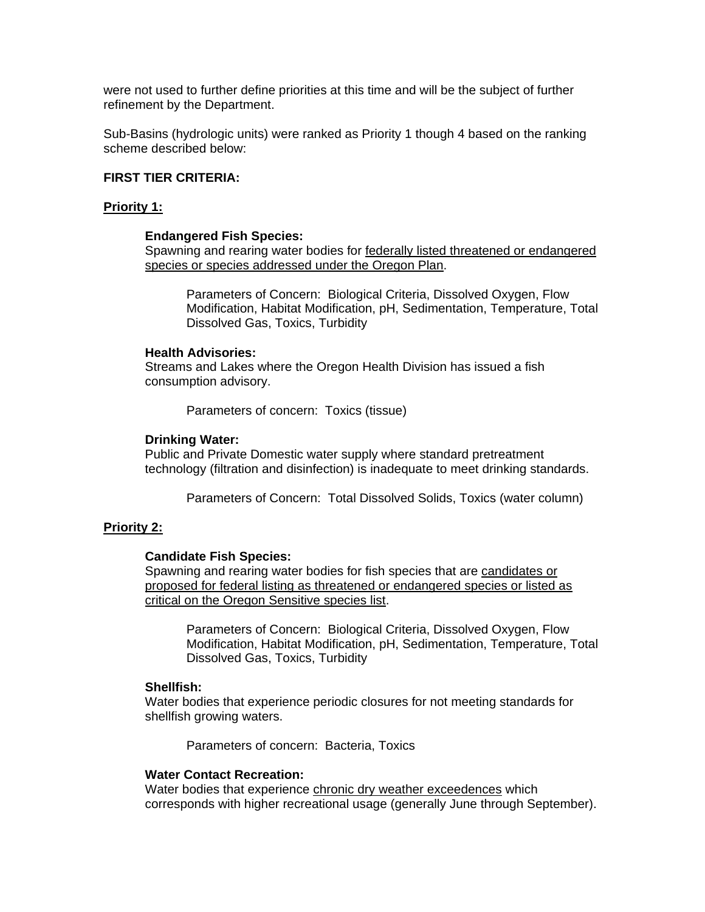were not used to further define priorities at this time and will be the subject of further refinement by the Department.

Sub-Basins (hydrologic units) were ranked as Priority 1 though 4 based on the ranking scheme described below:

**FIRST TIER CRITERIA:**

**<u>Priority 1:</u>**

**Endangered Fish Species:**
Spawning and rearing water bodies for <u>federally listed threatened or endangered species or species addressed under the Oregon Plan</u>.

Parameters of Concern: Biological Criteria, Dissolved Oxygen, Flow Modification, Habitat Modification, pH, Sedimentation, Temperature, Total Dissolved Gas, Toxics, Turbidity

**Health Advisories:**
Streams and Lakes where the Oregon Health Division has issued a fish consumption advisory.

Parameters of concern: Toxics (tissue)

**Drinking Water:**
Public and Private Domestic water supply where standard pretreatment technology (filtration and disinfection) is inadequate to meet drinking standards.

Parameters of Concern: Total Dissolved Solids, Toxics (water column)

**<u>Priority 2:</u>**

**Candidate Fish Species:**
Spawning and rearing water bodies for fish species that are <u>candidates or proposed for federal listing as threatened or endangered species or listed as critical on the Oregon Sensitive species list</u>.

Parameters of Concern: Biological Criteria, Dissolved Oxygen, Flow Modification, Habitat Modification, pH, Sedimentation, Temperature, Total Dissolved Gas, Toxics, Turbidity

**Shellfish:**
Water bodies that experience periodic closures for not meeting standards for shellfish growing waters.

Parameters of concern: Bacteria, Toxics

**Water Contact Recreation:**
Water bodies that experience <u>chronic dry weather exceedences</u> which corresponds with higher recreational usage (generally June through September).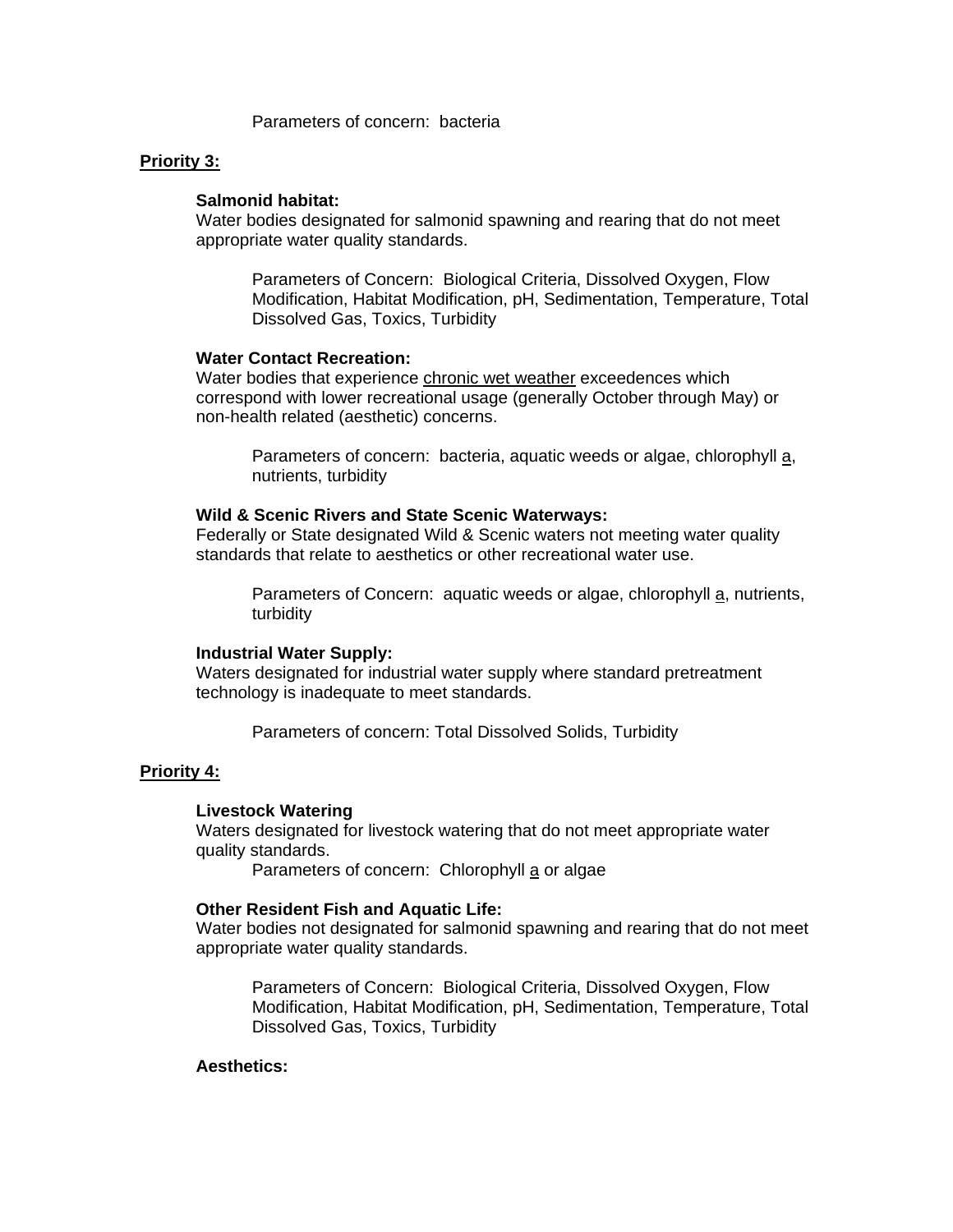Parameters of concern: bacteria

**Priority 3:**

**Salmonid habitat:**
Water bodies designated for salmonid spawning and rearing that do not meet appropriate water quality standards.

Parameters of Concern: Biological Criteria, Dissolved Oxygen, Flow Modification, Habitat Modification, pH, Sedimentation, Temperature, Total Dissolved Gas, Toxics, Turbidity

**Water Contact Recreation:**
Water bodies that experience chronic wet weather exceedences which correspond with lower recreational usage (generally October through May) or non-health related (aesthetic) concerns.

Parameters of concern: bacteria, aquatic weeds or algae, chlorophyll a, nutrients, turbidity

**Wild & Scenic Rivers and State Scenic Waterways:**
Federally or State designated Wild & Scenic waters not meeting water quality standards that relate to aesthetics or other recreational water use.

Parameters of Concern: aquatic weeds or algae, chlorophyll a, nutrients, turbidity

**Industrial Water Supply:**
Waters designated for industrial water supply where standard pretreatment technology is inadequate to meet standards.

Parameters of concern: Total Dissolved Solids, Turbidity

**Priority 4:**

**Livestock Watering**
Waters designated for livestock watering that do not meet appropriate water quality standards.

Parameters of concern: Chlorophyll a or algae

**Other Resident Fish and Aquatic Life:**
Water bodies not designated for salmonid spawning and rearing that do not meet appropriate water quality standards.

Parameters of Concern: Biological Criteria, Dissolved Oxygen, Flow Modification, Habitat Modification, pH, Sedimentation, Temperature, Total Dissolved Gas, Toxics, Turbidity

**Aesthetics:**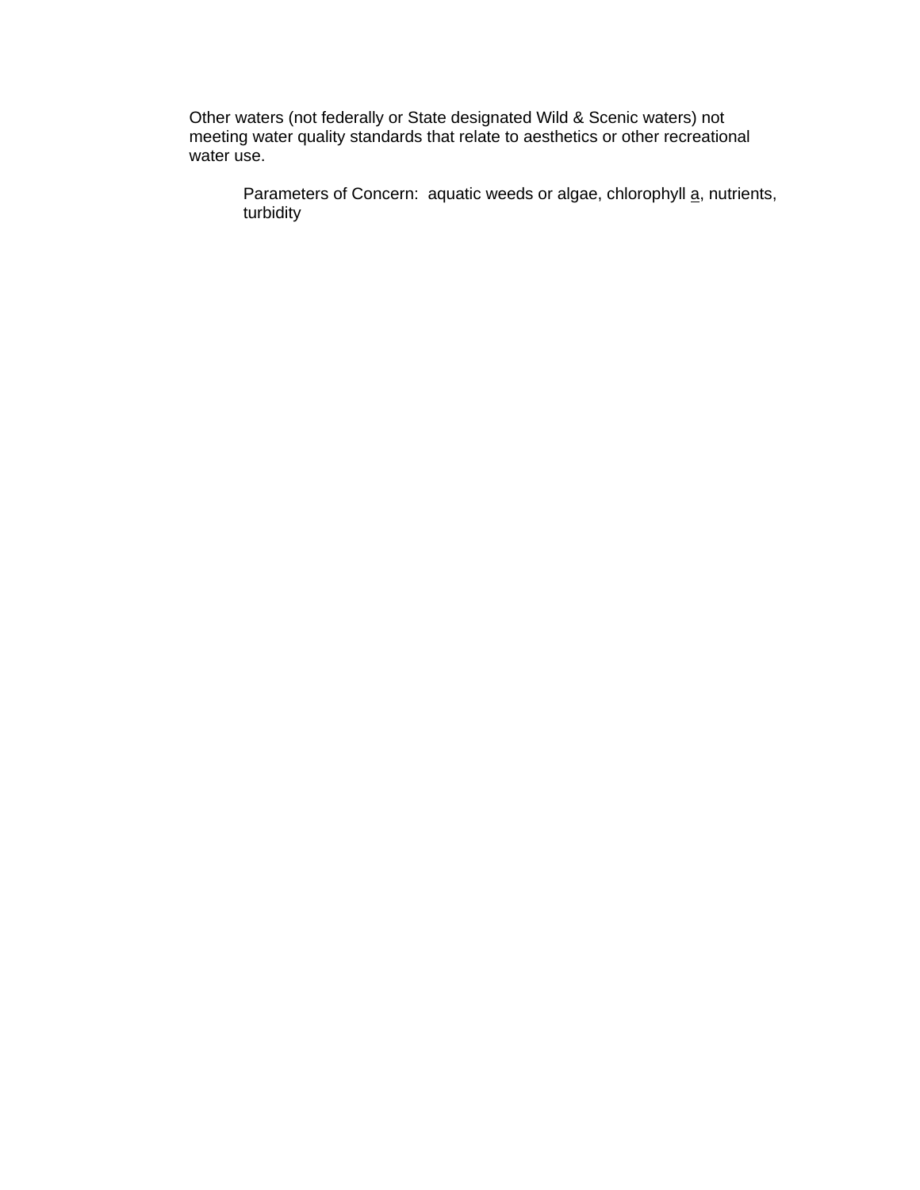Other waters (not federally or State designated Wild & Scenic waters) not meeting water quality standards that relate to aesthetics or other recreational water use.

Parameters of Concern: aquatic weeds or algae, chlorophyll a, nutrients, turbidity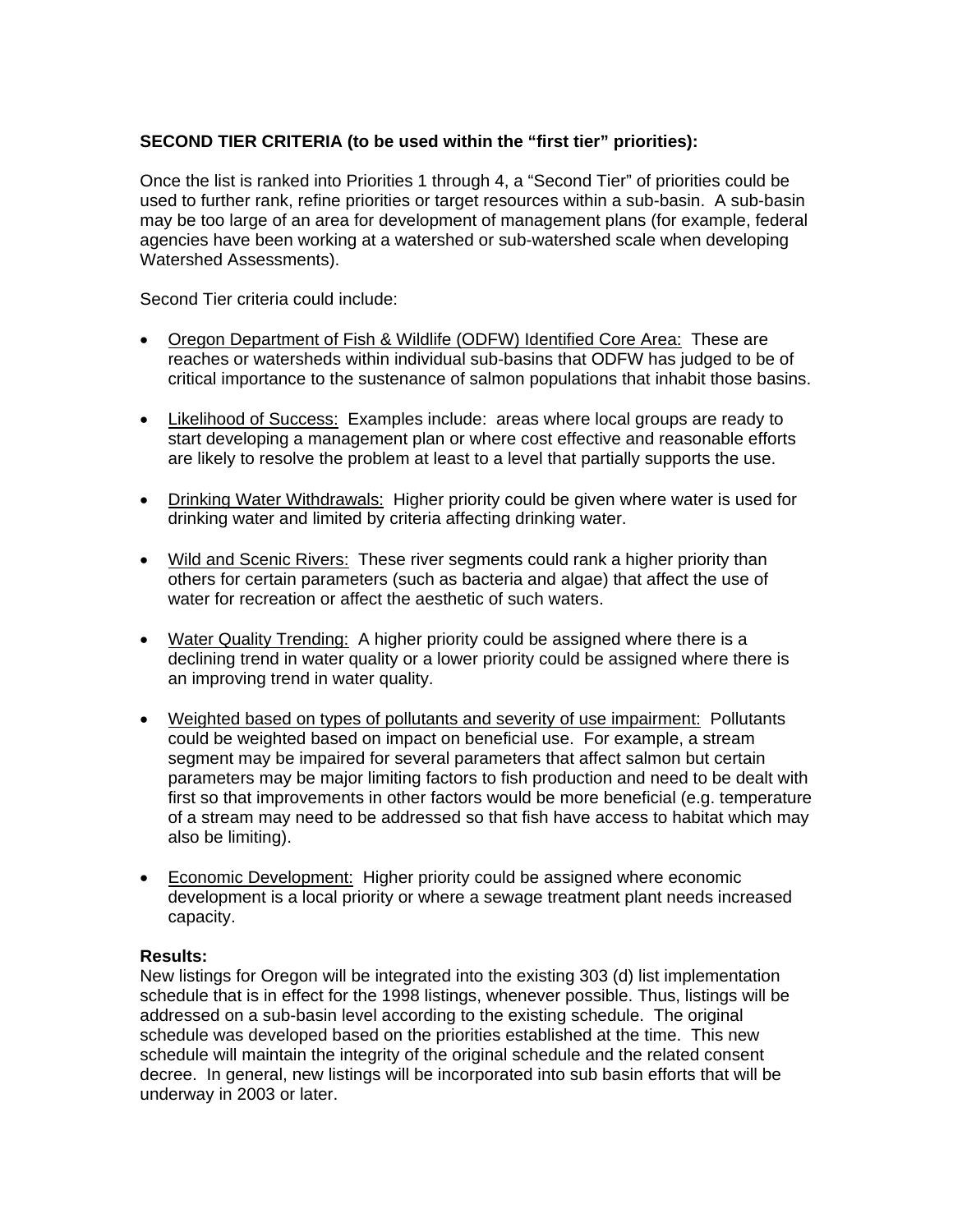**SECOND TIER CRITERIA (to be used within the "first tier" priorities):**

Once the list is ranked into Priorities 1 through 4, a "Second Tier" of priorities could be used to further rank, refine priorities or target resources within a sub-basin. A sub-basin may be too large of an area for development of management plans (for example, federal agencies have been working at a watershed or sub-watershed scale when developing Watershed Assessments).

Second Tier criteria could include:

- <u>Oregon Department of Fish & Wildlife (ODFW) Identified Core Area:</u> These are reaches or watersheds within individual sub-basins that ODFW has judged to be of critical importance to the sustenance of salmon populations that inhabit those basins.
- <u>Likelihood of Success:</u> Examples include: areas where local groups are ready to start developing a management plan or where cost effective and reasonable efforts are likely to resolve the problem at least to a level that partially supports the use.
- <u>Drinking Water Withdrawals:</u> Higher priority could be given where water is used for drinking water and limited by criteria affecting drinking water.
- <u>Wild and Scenic Rivers:</u> These river segments could rank a higher priority than others for certain parameters (such as bacteria and algae) that affect the use of water for recreation or affect the aesthetic of such waters.
- <u>Water Quality Trending:</u> A higher priority could be assigned where there is a declining trend in water quality or a lower priority could be assigned where there is an improving trend in water quality.
- <u>Weighted based on types of pollutants and severity of use impairment:</u> Pollutants could be weighted based on impact on beneficial use. For example, a stream segment may be impaired for several parameters that affect salmon but certain parameters may be major limiting factors to fish production and need to be dealt with first so that improvements in other factors would be more beneficial (e.g. temperature of a stream may need to be addressed so that fish have access to habitat which may also be limiting).
- <u>Economic Development:</u> Higher priority could be assigned where economic development is a local priority or where a sewage treatment plant needs increased capacity.

**Results:**
New listings for Oregon will be integrated into the existing 303 (d) list implementation schedule that is in effect for the 1998 listings, whenever possible. Thus, listings will be addressed on a sub-basin level according to the existing schedule. The original schedule was developed based on the priorities established at the time. This new schedule will maintain the integrity of the original schedule and the related consent decree. In general, new listings will be incorporated into sub basin efforts that will be underway in 2003 or later.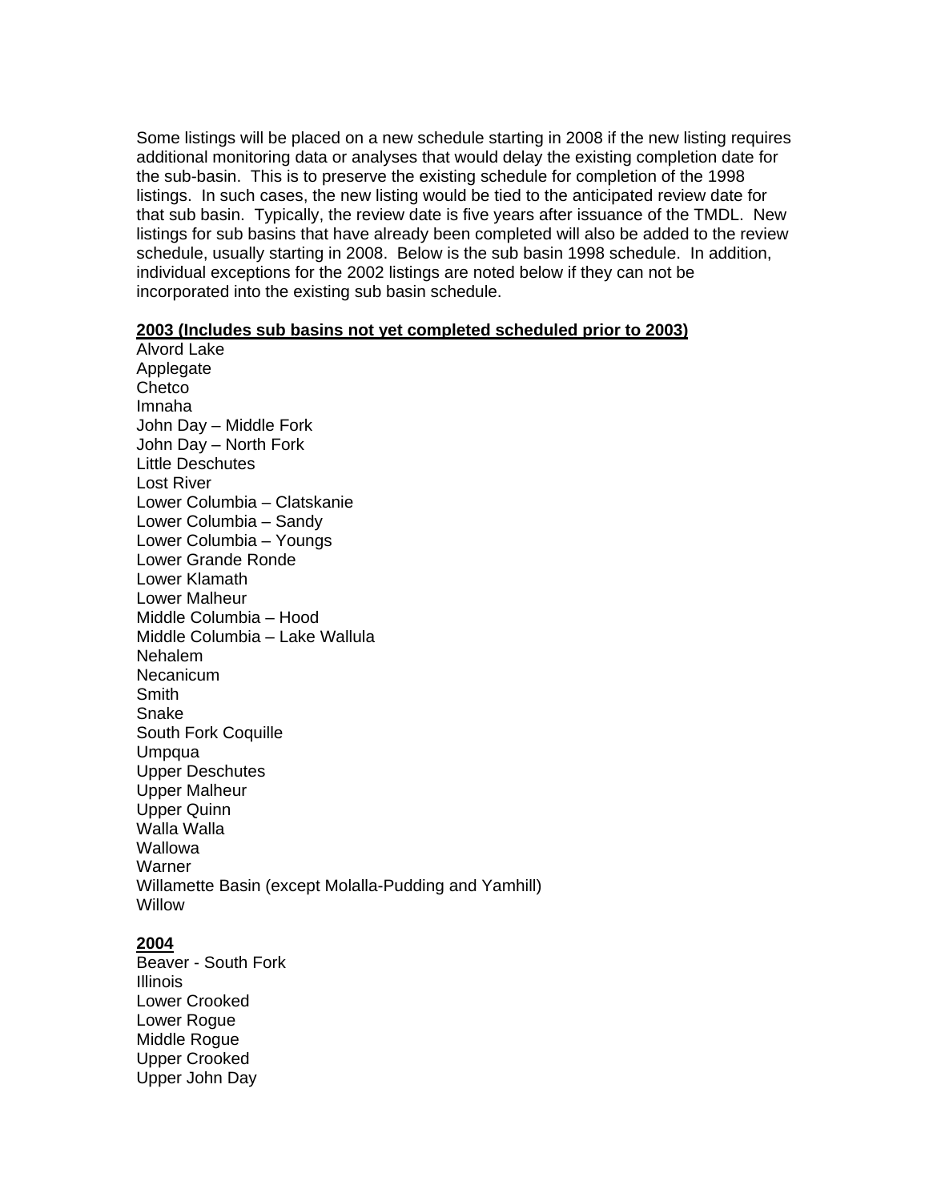Some listings will be placed on a new schedule starting in 2008 if the new listing requires additional monitoring data or analyses that would delay the existing completion date for the sub-basin. This is to preserve the existing schedule for completion of the 1998 listings. In such cases, the new listing would be tied to the anticipated review date for that sub basin. Typically, the review date is five years after issuance of the TMDL. New listings for sub basins that have already been completed will also be added to the review schedule, usually starting in 2008. Below is the sub basin 1998 schedule. In addition, individual exceptions for the 2002 listings are noted below if they can not be incorporated into the existing sub basin schedule.

**2003 (Includes sub basins not yet completed scheduled prior to 2003)**

Alvord Lake
Applegate
Chetco
Imnaha
John Day – Middle Fork
John Day – North Fork
Little Deschutes
Lost River
Lower Columbia – Clatskanie
Lower Columbia – Sandy
Lower Columbia – Youngs
Lower Grande Ronde
Lower Klamath
Lower Malheur
Middle Columbia – Hood
Middle Columbia – Lake Wallula
Nehalem
Necanicum
Smith
Snake
South Fork Coquille
Umpqua
Upper Deschutes
Upper Malheur
Upper Quinn
Walla Walla
Wallowa
Warner
Willamette Basin (except Molalla-Pudding and Yamhill)
Willow

**2004**

Beaver - South Fork
Illinois
Lower Crooked
Lower Rogue
Middle Rogue
Upper Crooked
Upper John Day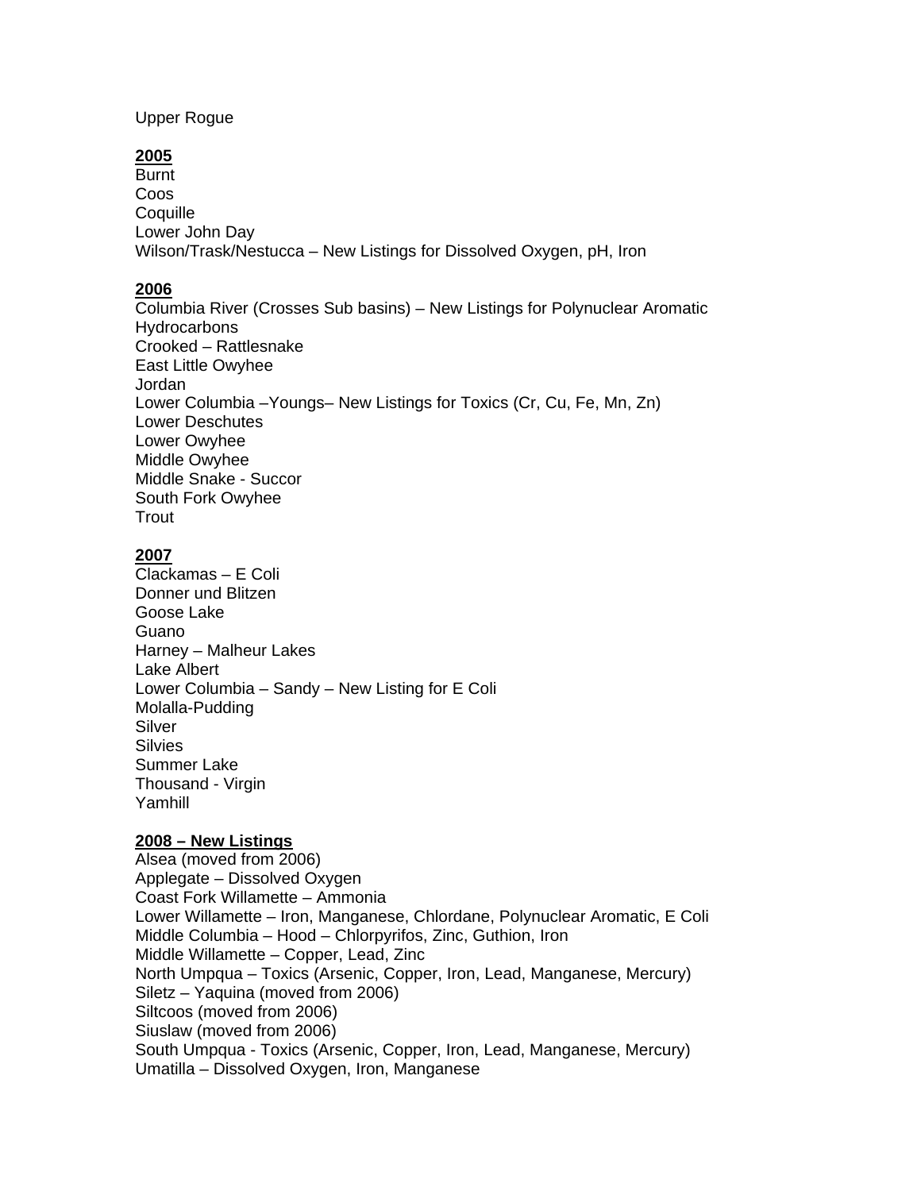Upper Rogue

**2005**

Burnt
Coos
Coquille
Lower John Day
Wilson/Trask/Nestucca – New Listings for Dissolved Oxygen, pH, Iron

**2006**

Columbia River (Crosses Sub basins) – New Listings for Polynuclear Aromatic Hydrocarbons
Crooked – Rattlesnake
East Little Owyhee
Jordan
Lower Columbia –Youngs– New Listings for Toxics (Cr, Cu, Fe, Mn, Zn)
Lower Deschutes
Lower Owyhee
Middle Owyhee
Middle Snake - Succor
South Fork Owyhee
Trout

**2007**

Clackamas – E Coli
Donner und Blitzen
Goose Lake
Guano
Harney – Malheur Lakes
Lake Albert
Lower Columbia – Sandy – New Listing for E Coli
Molalla-Pudding
Silver
Silvies
Summer Lake
Thousand - Virgin
Yamhill

**2008 – New Listings**

Alsea (moved from 2006)
Applegate – Dissolved Oxygen
Coast Fork Willamette – Ammonia
Lower Willamette – Iron, Manganese, Chlordane, Polynuclear Aromatic, E Coli
Middle Columbia – Hood – Chlorpyrifos, Zinc, Guthion, Iron
Middle Willamette – Copper, Lead, Zinc
North Umpqua – Toxics (Arsenic, Copper, Iron, Lead, Manganese, Mercury)
Siletz – Yaquina (moved from 2006)
Siltcoos (moved from 2006)
Siuslaw (moved from 2006)
South Umpqua - Toxics (Arsenic, Copper, Iron, Lead, Manganese, Mercury)
Umatilla – Dissolved Oxygen, Iron, Manganese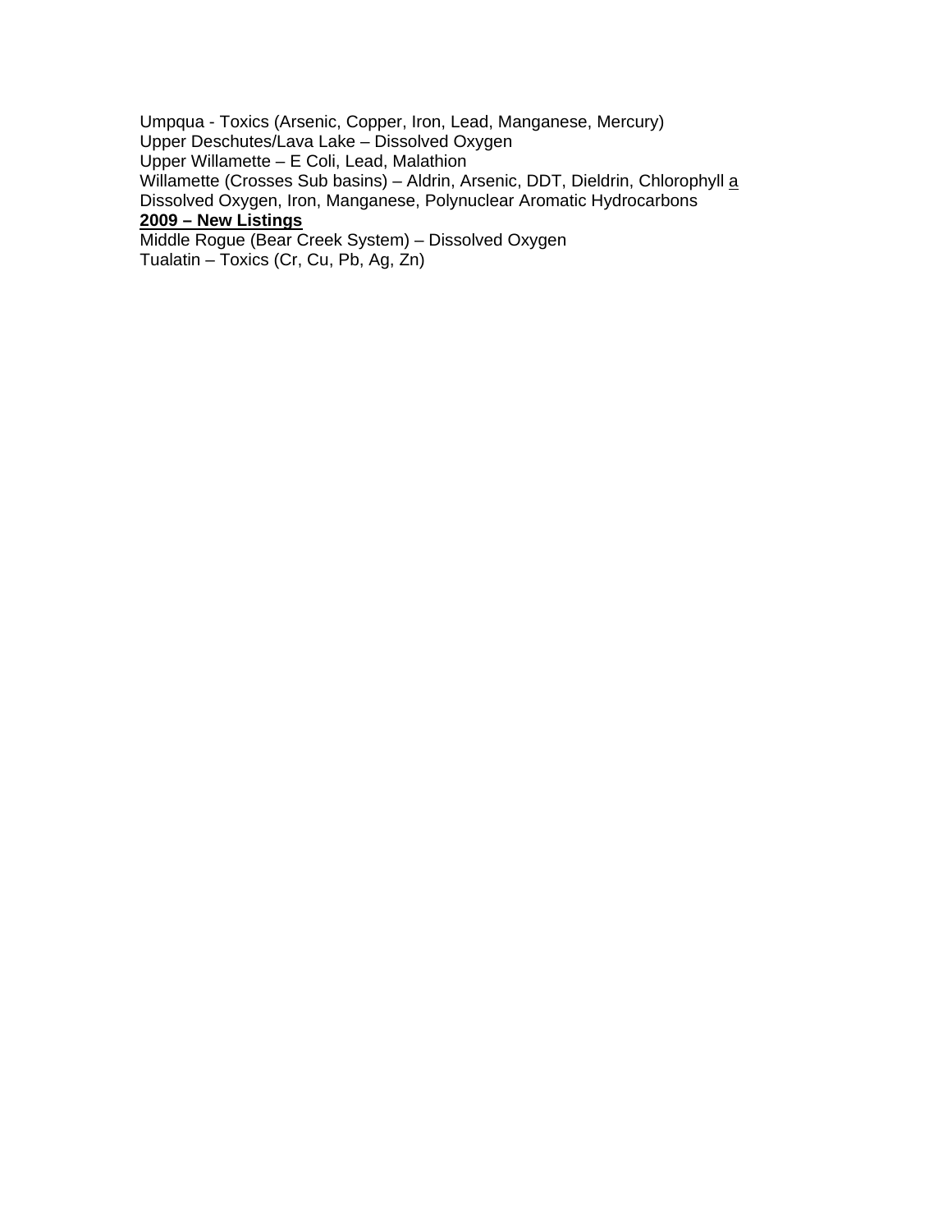Umpqua - Toxics (Arsenic, Copper, Iron, Lead, Manganese, Mercury)
Upper Deschutes/Lava Lake – Dissolved Oxygen
Upper Willamette – E Coli, Lead, Malathion
Willamette (Crosses Sub basins) – Aldrin, Arsenic, DDT, Dieldrin, Chlorophyll a
Dissolved Oxygen, Iron, Manganese, Polynuclear Aromatic Hydrocarbons

**2009 – New Listings**

Middle Rogue (Bear Creek System) – Dissolved Oxygen
Tualatin – Toxics (Cr, Cu, Pb, Ag, Zn)